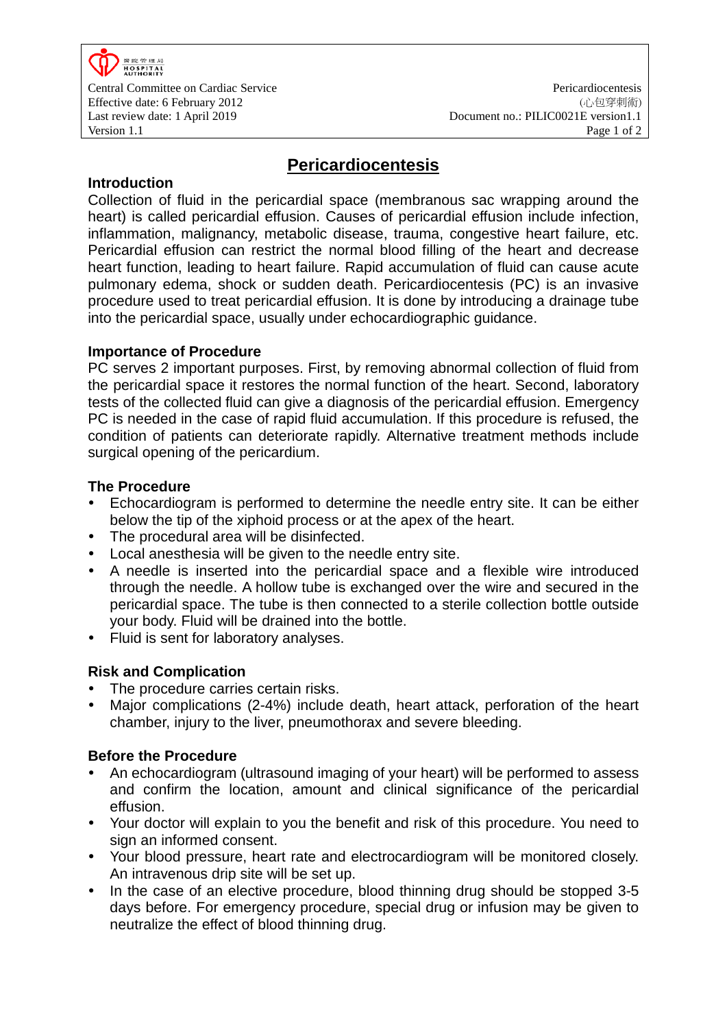# Pericardiocentesis

## Introduction

Collection of fluid in the pericardial space (membranous sac wrapping around the heart) is called pericardial effusion. Causes of pericardial effusion include infection, inflammation, malignancy, metabolic disease, trauma, congestive heart failure, etc. Pericardial effusion can restrict the normal blood filling of the heart and decrease heart function, leading to heart failure. Rapid accumulation of fluid can cause acute pulmonary edema, shock or sudden death. Pericardiocentesis (PC) is an invasive procedure used to treat pericardial effusion. It is done by introducing a drainage tube into the pericardial space, usually under echocardiographic guidance.

## Importance of Procedure

PC serves 2 important purposes. First, by removing abnormal collection of fluid from the pericardial space it restores the normal function of the heart. Second, laboratory tests of the collected fluid can give a diagnosis of the pericardial effusion. Emergency PC is needed in the case of rapid fluid accumulation. If this procedure is refused, the condition of patients can deteriorate rapidly. Alternative treatment methods include surgical opening of the pericardium.

## The Procedure

- Echocardiogram is performed to determine the needle entry site. It can be either below the tip of the xiphoid process or at the apex of the heart.
- The procedural area will be disinfected.
- Local anesthesia will be given to the needle entry site.
- A needle is inserted into the pericardial space and a flexible wire introduced through the needle. A hollow tube is exchanged over the wire and secured in the pericardial space. The tube is then connected to a sterile collection bottle outside your body. Fluid will be drained into the bottle.
- Fluid is sent for laboratory analyses.

## Risk and Complication

- The procedure carries certain risks.
- Major complications (2-4%) include death, heart attack, perforation of the heart chamber, injury to the liver, pneumothorax and severe bleeding.

## Before the Procedure

- An echocardiogram (ultrasound imaging of your heart) will be performed to assess and confirm the location, amount and clinical significance of the pericardial effusion.
- Your doctor will explain to you the benefit and risk of this procedure. You need to sign an informed consent.
- Your blood pressure, heart rate and electrocardiogram will be monitored closely. An intravenous drip site will be set up.
- In the case of an elective procedure, blood thinning drug should be stopped 3-5 days before. For emergency procedure, special drug or infusion may be given to neutralize the effect of blood thinning drug.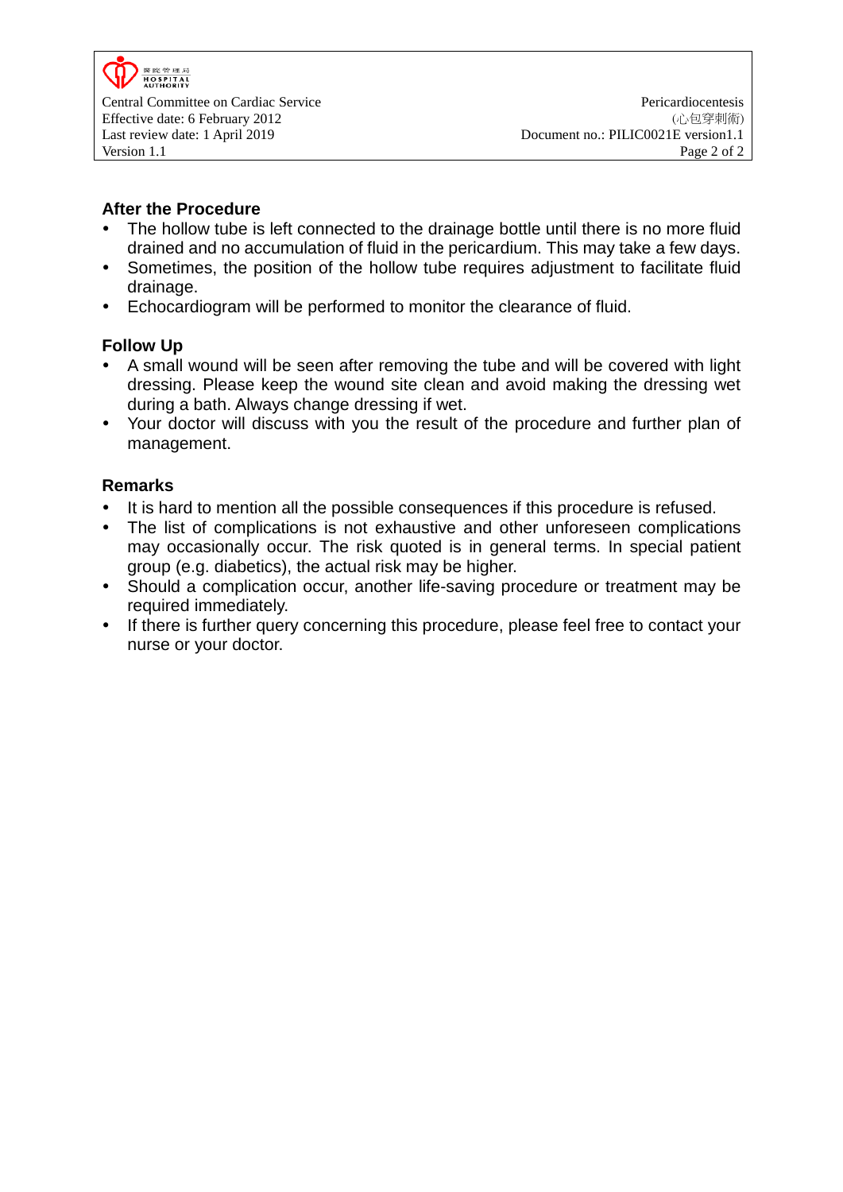## After the Procedure

- The hollow tube is left connected to the drainage bottle until there is no more fluid drained and no accumulation of fluid in the pericardium. This may take a few days.
- Sometimes, the position of the hollow tube requires adjustment to facilitate fluid drainage.
- Echocardiogram will be performed to monitor the clearance of fluid.

## Follow Up

- A small wound will be seen after removing the tube and will be covered with light dressing. Please keep the wound site clean and avoid making the dressing wet during a bath. Always change dressing if wet.
- Your doctor will discuss with you the result of the procedure and further plan of management.

## Remarks

- It is hard to mention all the possible consequences if this procedure is refused.
- The list of complications is not exhaustive and other unforeseen complications may occasionally occur. The risk quoted is in general terms. In special patient group (e.g. diabetics), the actual risk may be higher.
- Should a complication occur, another life-saving procedure or treatment may be required immediately.
- If there is further query concerning this procedure, please feel free to contact your nurse or your doctor.